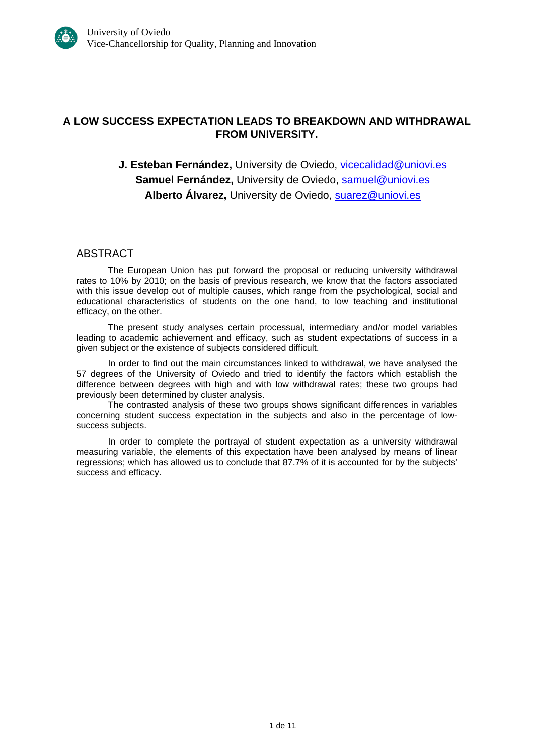# A LOW SUCCESS EXPECTATION LEADS TO BREAKDOWN AND WITHDRAWAL FROM UNIVERSITY.

**J. Esteban Fernández,** University de Oviedo, vicecalidad@uniovi.es
**Samuel Fernández,** University de Oviedo, samuel@uniovi.es
**Alberto Álvarez,** University de Oviedo, suarez@uniovi.es

## ABSTRACT

The European Union has put forward the proposal or reducing university withdrawal rates to 10% by 2010; on the basis of previous research, we know that the factors associated with this issue develop out of multiple causes, which range from the psychological, social and educational characteristics of students on the one hand, to low teaching and institutional efficacy, on the other.

The present study analyses certain processual, intermediary and/or model variables leading to academic achievement and efficacy, such as student expectations of success in a given subject or the existence of subjects considered difficult.

In order to find out the main circumstances linked to withdrawal, we have analysed the 57 degrees of the University of Oviedo and tried to identify the factors which establish the difference between degrees with high and with low withdrawal rates; these two groups had previously been determined by cluster analysis.

The contrasted analysis of these two groups shows significant differences in variables concerning student success expectation in the subjects and also in the percentage of low-success subjects.

In order to complete the portrayal of student expectation as a university withdrawal measuring variable, the elements of this expectation have been analysed by means of linear regressions; which has allowed us to conclude that 87.7% of it is accounted for by the subjects' success and efficacy.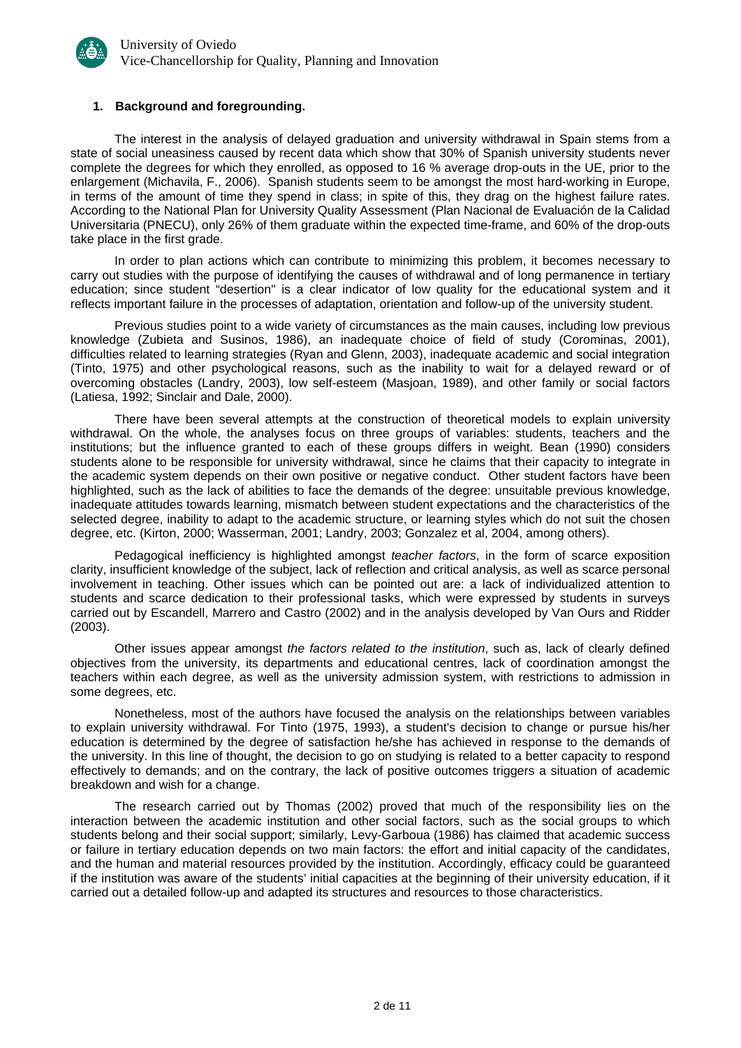## 1. Background and foregrounding.

The interest in the analysis of delayed graduation and university withdrawal in Spain stems from a state of social uneasiness caused by recent data which show that 30% of Spanish university students never complete the degrees for which they enrolled, as opposed to 16 % average drop-outs in the UE, prior to the enlargement (Michavila, F., 2006). Spanish students seem to be amongst the most hard-working in Europe, in terms of the amount of time they spend in class; in spite of this, they drag on the highest failure rates. According to the National Plan for University Quality Assessment (Plan Nacional de Evaluación de la Calidad Universitaria (PNECU), only 26% of them graduate within the expected time-frame, and 60% of the drop-outs take place in the first grade.

In order to plan actions which can contribute to minimizing this problem, it becomes necessary to carry out studies with the purpose of identifying the causes of withdrawal and of long permanence in tertiary education; since student "desertion" is a clear indicator of low quality for the educational system and it reflects important failure in the processes of adaptation, orientation and follow-up of the university student.

Previous studies point to a wide variety of circumstances as the main causes, including low previous knowledge (Zubieta and Susinos, 1986), an inadequate choice of field of study (Corominas, 2001), difficulties related to learning strategies (Ryan and Glenn, 2003), inadequate academic and social integration (Tinto, 1975) and other psychological reasons, such as the inability to wait for a delayed reward or of overcoming obstacles (Landry, 2003), low self-esteem (Masjoan, 1989), and other family or social factors (Latiesa, 1992; Sinclair and Dale, 2000).

There have been several attempts at the construction of theoretical models to explain university withdrawal. On the whole, the analyses focus on three groups of variables: students, teachers and the institutions; but the influence granted to each of these groups differs in weight. Bean (1990) considers students alone to be responsible for university withdrawal, since he claims that their capacity to integrate in the academic system depends on their own positive or negative conduct. Other student factors have been highlighted, such as the lack of abilities to face the demands of the degree: unsuitable previous knowledge, inadequate attitudes towards learning, mismatch between student expectations and the characteristics of the selected degree, inability to adapt to the academic structure, or learning styles which do not suit the chosen degree, etc. (Kirton, 2000; Wasserman, 2001; Landry, 2003; Gonzalez et al, 2004, among others).

Pedagogical inefficiency is highlighted amongst *teacher factors*, in the form of scarce exposition clarity, insufficient knowledge of the subject, lack of reflection and critical analysis, as well as scarce personal involvement in teaching. Other issues which can be pointed out are: a lack of individualized attention to students and scarce dedication to their professional tasks, which were expressed by students in surveys carried out by Escandell, Marrero and Castro (2002) and in the analysis developed by Van Ours and Ridder (2003).

Other issues appear amongst *the factors related to the institution*, such as, lack of clearly defined objectives from the university, its departments and educational centres, lack of coordination amongst the teachers within each degree, as well as the university admission system, with restrictions to admission in some degrees, etc.

Nonetheless, most of the authors have focused the analysis on the relationships between variables to explain university withdrawal. For Tinto (1975, 1993), a student's decision to change or pursue his/her education is determined by the degree of satisfaction he/she has achieved in response to the demands of the university. In this line of thought, the decision to go on studying is related to a better capacity to respond effectively to demands; and on the contrary, the lack of positive outcomes triggers a situation of academic breakdown and wish for a change.

The research carried out by Thomas (2002) proved that much of the responsibility lies on the interaction between the academic institution and other social factors, such as the social groups to which students belong and their social support; similarly, Levy-Garboua (1986) has claimed that academic success or failure in tertiary education depends on two main factors: the effort and initial capacity of the candidates, and the human and material resources provided by the institution. Accordingly, efficacy could be guaranteed if the institution was aware of the students' initial capacities at the beginning of their university education, if it carried out a detailed follow-up and adapted its structures and resources to those characteristics.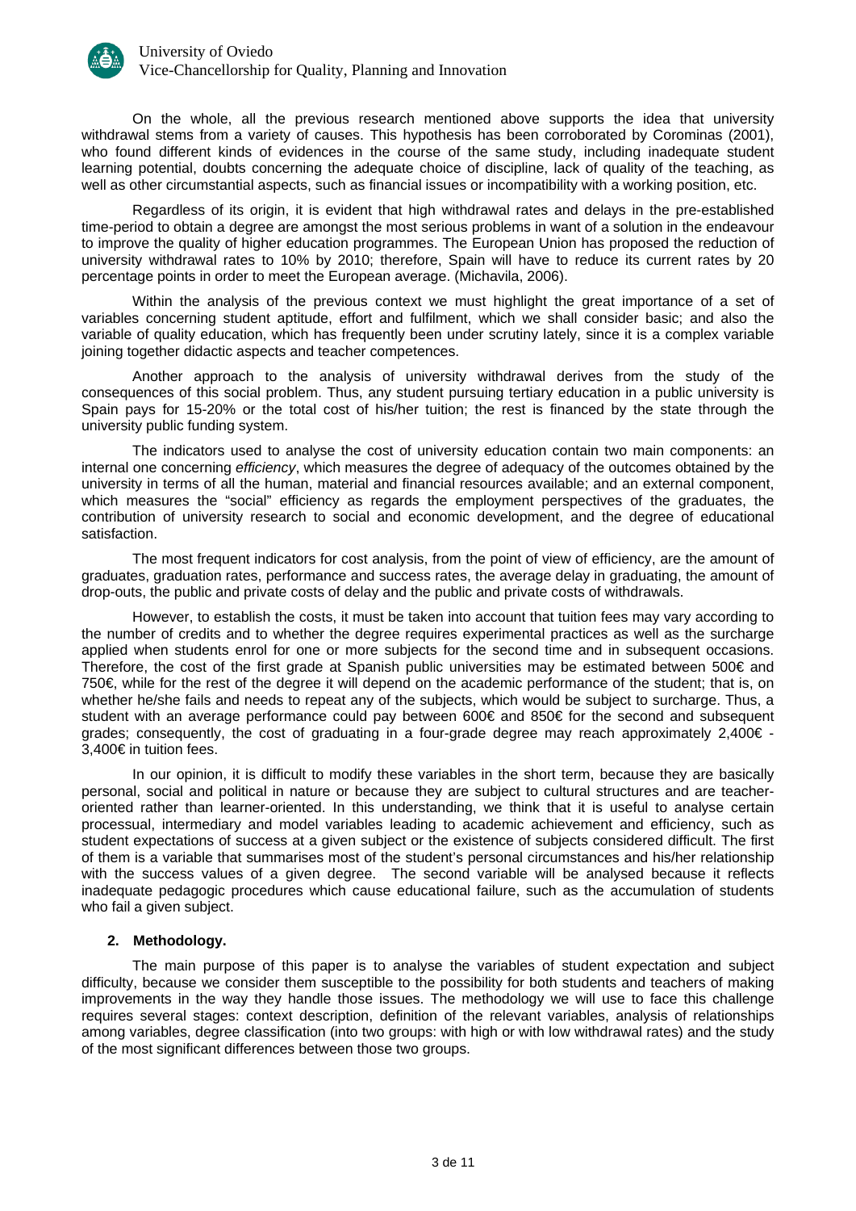On the whole, all the previous research mentioned above supports the idea that university withdrawal stems from a variety of causes. This hypothesis has been corroborated by Corominas (2001), who found different kinds of evidences in the course of the same study, including inadequate student learning potential, doubts concerning the adequate choice of discipline, lack of quality of the teaching, as well as other circumstantial aspects, such as financial issues or incompatibility with a working position, etc.

Regardless of its origin, it is evident that high withdrawal rates and delays in the pre-established time-period to obtain a degree are amongst the most serious problems in want of a solution in the endeavour to improve the quality of higher education programmes. The European Union has proposed the reduction of university withdrawal rates to 10% by 2010; therefore, Spain will have to reduce its current rates by 20 percentage points in order to meet the European average. (Michavila, 2006).

Within the analysis of the previous context we must highlight the great importance of a set of variables concerning student aptitude, effort and fulfilment, which we shall consider basic; and also the variable of quality education, which has frequently been under scrutiny lately, since it is a complex variable joining together didactic aspects and teacher competences.

Another approach to the analysis of university withdrawal derives from the study of the consequences of this social problem. Thus, any student pursuing tertiary education in a public university is Spain pays for 15-20% or the total cost of his/her tuition; the rest is financed by the state through the university public funding system.

The indicators used to analyse the cost of university education contain two main components: an internal one concerning *efficiency*, which measures the degree of adequacy of the outcomes obtained by the university in terms of all the human, material and financial resources available; and an external component, which measures the "social" efficiency as regards the employment perspectives of the graduates, the contribution of university research to social and economic development, and the degree of educational satisfaction.

The most frequent indicators for cost analysis, from the point of view of efficiency, are the amount of graduates, graduation rates, performance and success rates, the average delay in graduating, the amount of drop-outs, the public and private costs of delay and the public and private costs of withdrawals.

However, to establish the costs, it must be taken into account that tuition fees may vary according to the number of credits and to whether the degree requires experimental practices as well as the surcharge applied when students enrol for one or more subjects for the second time and in subsequent occasions. Therefore, the cost of the first grade at Spanish public universities may be estimated between 500€ and 750€, while for the rest of the degree it will depend on the academic performance of the student; that is, on whether he/she fails and needs to repeat any of the subjects, which would be subject to surcharge. Thus, a student with an average performance could pay between 600€ and 850€ for the second and subsequent grades; consequently, the cost of graduating in a four-grade degree may reach approximately 2,400€ - 3,400€ in tuition fees.

In our opinion, it is difficult to modify these variables in the short term, because they are basically personal, social and political in nature or because they are subject to cultural structures and are teacher-oriented rather than learner-oriented. In this understanding, we think that it is useful to analyse certain processual, intermediary and model variables leading to academic achievement and efficiency, such as student expectations of success at a given subject or the existence of subjects considered difficult. The first of them is a variable that summarises most of the student's personal circumstances and his/her relationship with the success values of a given degree. The second variable will be analysed because it reflects inadequate pedagogic procedures which cause educational failure, such as the accumulation of students who fail a given subject.

## 2. Methodology.

The main purpose of this paper is to analyse the variables of student expectation and subject difficulty, because we consider them susceptible to the possibility for both students and teachers of making improvements in the way they handle those issues. The methodology we will use to face this challenge requires several stages: context description, definition of the relevant variables, analysis of relationships among variables, degree classification (into two groups: with high or with low withdrawal rates) and the study of the most significant differences between those two groups.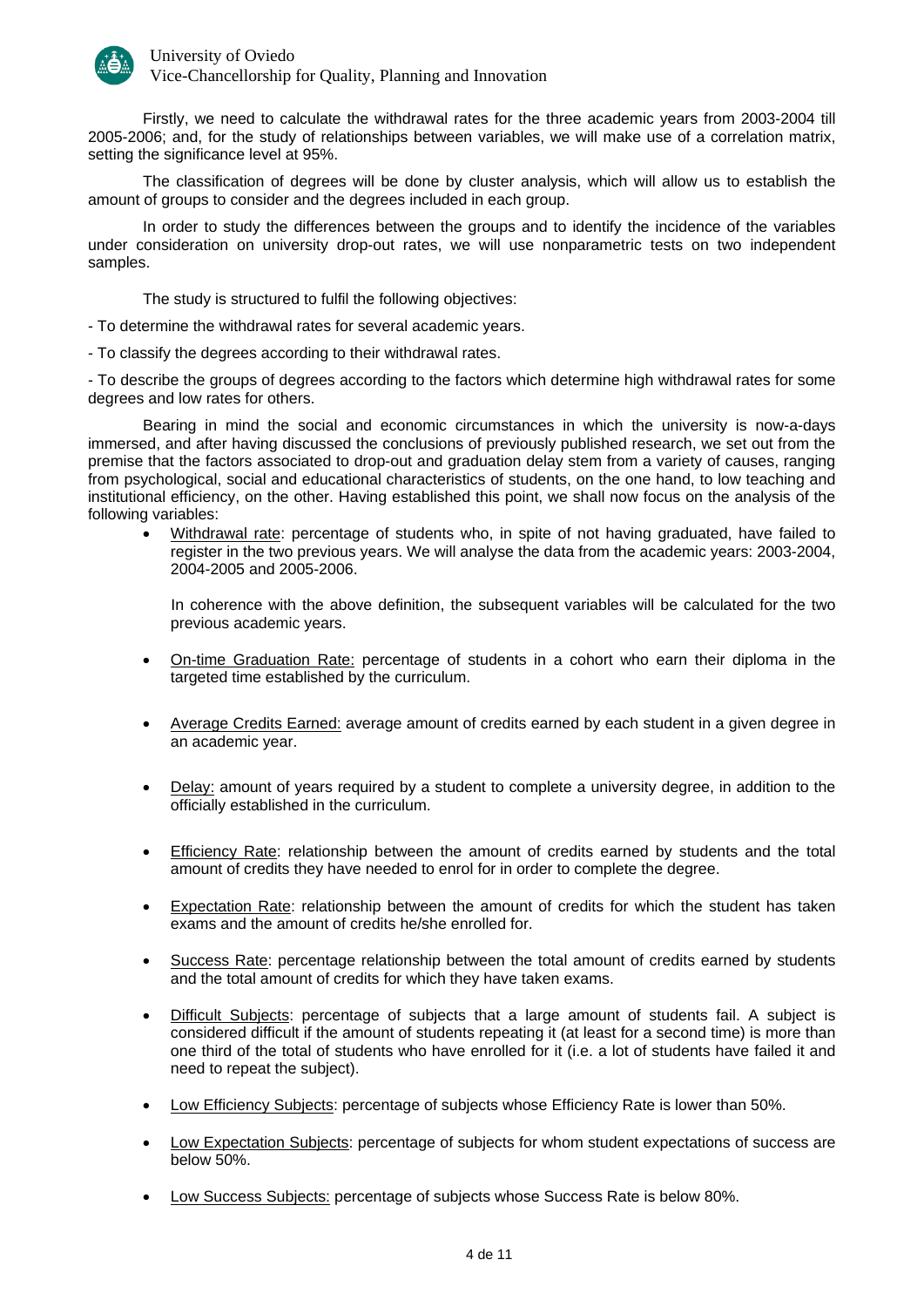Firstly, we need to calculate the withdrawal rates for the three academic years from 2003-2004 till 2005-2006; and, for the study of relationships between variables, we will make use of a correlation matrix, setting the significance level at 95%.

The classification of degrees will be done by cluster analysis, which will allow us to establish the amount of groups to consider and the degrees included in each group.

In order to study the differences between the groups and to identify the incidence of the variables under consideration on university drop-out rates, we will use nonparametric tests on two independent samples.

The study is structured to fulfil the following objectives:

- To determine the withdrawal rates for several academic years.

- To classify the degrees according to their withdrawal rates.

- To describe the groups of degrees according to the factors which determine high withdrawal rates for some degrees and low rates for others.

Bearing in mind the social and economic circumstances in which the university is now-a-days immersed, and after having discussed the conclusions of previously published research, we set out from the premise that the factors associated to drop-out and graduation delay stem from a variety of causes, ranging from psychological, social and educational characteristics of students, on the one hand, to low teaching and institutional efficiency, on the other. Having established this point, we shall now focus on the analysis of the following variables:

- Withdrawal rate: percentage of students who, in spite of not having graduated, have failed to register in the two previous years. We will analyse the data from the academic years: 2003-2004, 2004-2005 and 2005-2006.

  In coherence with the above definition, the subsequent variables will be calculated for the two previous academic years.

- On-time Graduation Rate: percentage of students in a cohort who earn their diploma in the targeted time established by the curriculum.

- Average Credits Earned: average amount of credits earned by each student in a given degree in an academic year.

- Delay: amount of years required by a student to complete a university degree, in addition to the officially established in the curriculum.

- Efficiency Rate: relationship between the amount of credits earned by students and the total amount of credits they have needed to enrol for in order to complete the degree.

- Expectation Rate: relationship between the amount of credits for which the student has taken exams and the amount of credits he/she enrolled for.

- Success Rate: percentage relationship between the total amount of credits earned by students and the total amount of credits for which they have taken exams.

- Difficult Subjects: percentage of subjects that a large amount of students fail. A subject is considered difficult if the amount of students repeating it (at least for a second time) is more than one third of the total of students who have enrolled for it (i.e. a lot of students have failed it and need to repeat the subject).

- Low Efficiency Subjects: percentage of subjects whose Efficiency Rate is lower than 50%.

- Low Expectation Subjects: percentage of subjects for whom student expectations of success are below 50%.

- Low Success Subjects: percentage of subjects whose Success Rate is below 80%.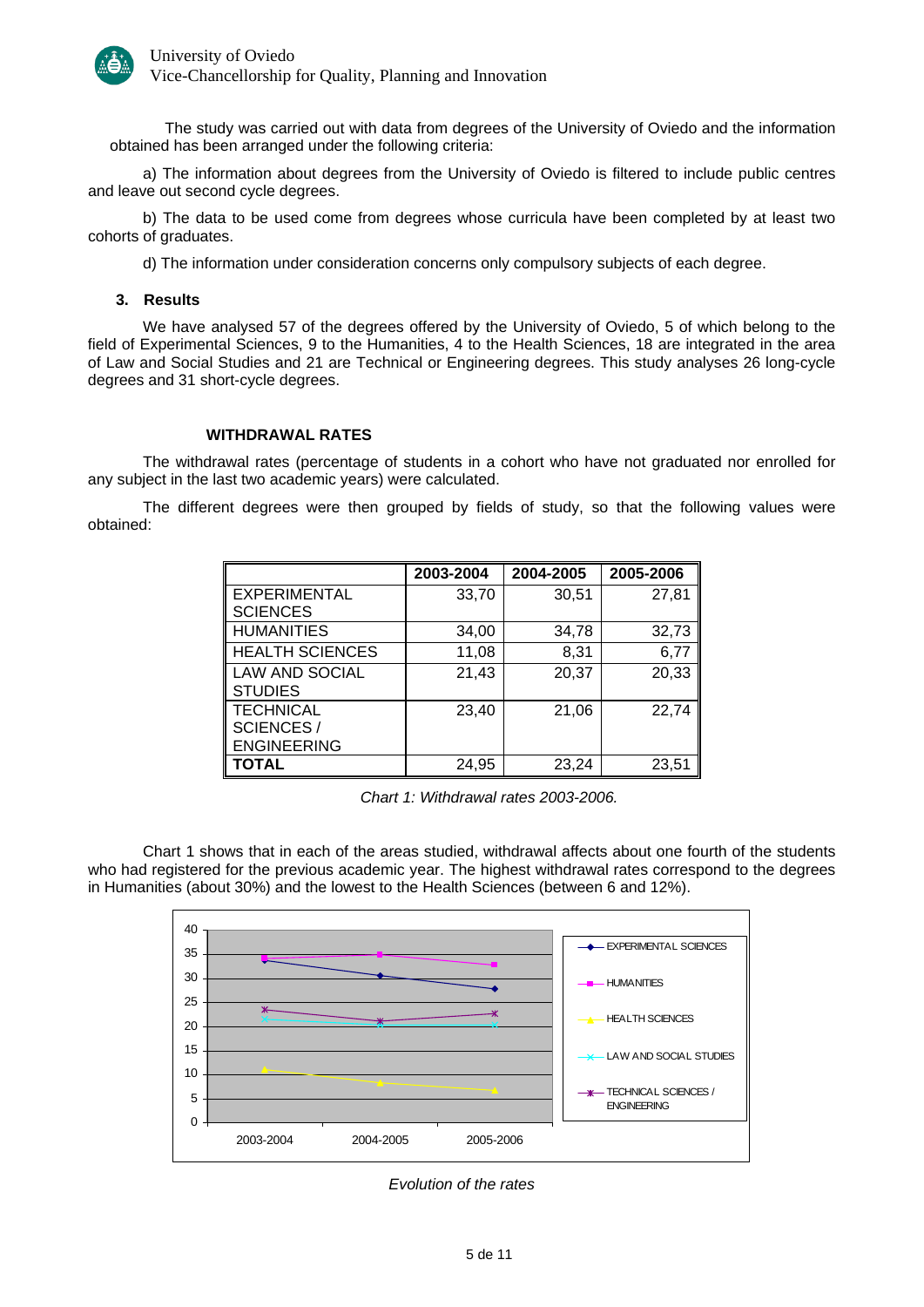The study was carried out with data from degrees of the University of Oviedo and the information obtained has been arranged under the following criteria:

a) The information about degrees from the University of Oviedo is filtered to include public centres and leave out second cycle degrees.

b) The data to be used come from degrees whose curricula have been completed by at least two cohorts of graduates.

d) The information under consideration concerns only compulsory subjects of each degree.

## 3. Results

We have analysed 57 of the degrees offered by the University of Oviedo, 5 of which belong to the field of Experimental Sciences, 9 to the Humanities, 4 to the Health Sciences, 18 are integrated in the area of Law and Social Studies and 21 are Technical or Engineering degrees. This study analyses 26 long-cycle degrees and 31 short-cycle degrees.

### WITHDRAWAL RATES

The withdrawal rates (percentage of students in a cohort who have not graduated nor enrolled for any subject in the last two academic years) were calculated.

The different degrees were then grouped by fields of study, so that the following values were obtained:

| | 2003-2004 | 2004-2005 | 2005-2006 |
|---|---|---|---|
| EXPERIMENTAL SCIENCES | 33,70 | 30,51 | 27,81 |
| HUMANITIES | 34,00 | 34,78 | 32,73 |
| HEALTH SCIENCES | 11,08 | 8,31 | 6,77 |
| LAW AND SOCIAL STUDIES | 21,43 | 20,37 | 20,33 |
| TECHNICAL SCIENCES / ENGINEERING | 23,40 | 21,06 | 22,74 |
| **TOTAL** | 24,95 | 23,24 | 23,51 |

*Chart 1: Withdrawal rates 2003-2006.*

Chart 1 shows that in each of the areas studied, withdrawal affects about one fourth of the students who had registered for the previous academic year. The highest withdrawal rates correspond to the degrees in Humanities (about 30%) and the lowest to the Health Sciences (between 6 and 12%).

*Evolution of the rates*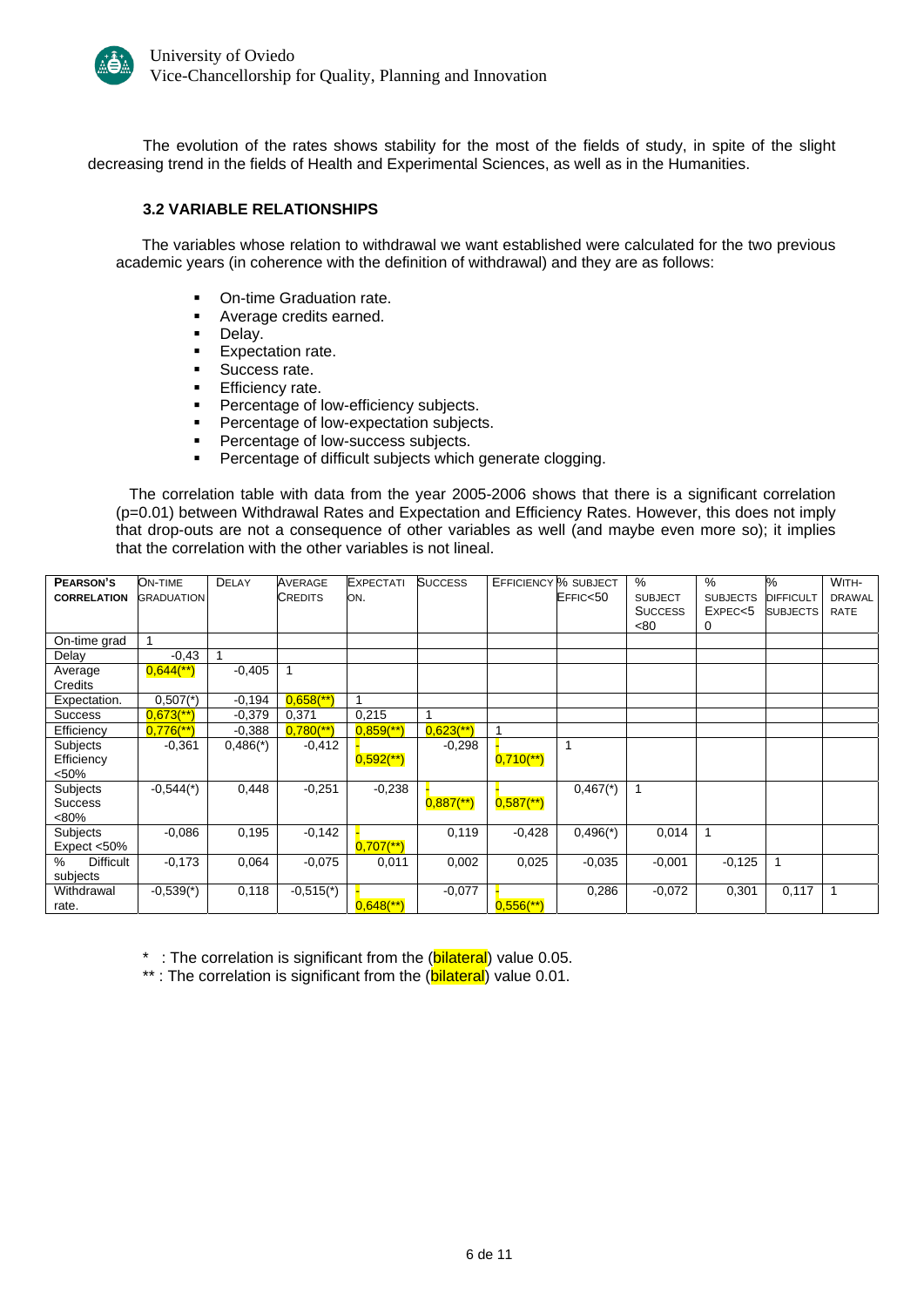The evolution of the rates shows stability for the most of the fields of study, in spite of the slight decreasing trend in the fields of Health and Experimental Sciences, as well as in the Humanities.

### 3.2 VARIABLE RELATIONSHIPS

The variables whose relation to withdrawal we want established were calculated for the two previous academic years (in coherence with the definition of withdrawal) and they are as follows:

- On-time Graduation rate.
- Average credits earned.
- Delay.
- Expectation rate.
- Success rate.
- Efficiency rate.
- Percentage of low-efficiency subjects.
- Percentage of low-expectation subjects.
- Percentage of low-success subjects.
- Percentage of difficult subjects which generate clogging.

The correlation table with data from the year 2005-2006 shows that there is a significant correlation (p=0.01) between Withdrawal Rates and Expectation and Efficiency Rates. However, this does not imply that drop-outs are not a consequence of other variables as well (and maybe even more so); it implies that the correlation with the other variables is not lineal.

| PEARSON'S CORRELATION | ON-TIME GRADUATION | DELAY | AVERAGE CREDITS | EXPECTATION. | SUCCESS | EFFICIENCY | % SUBJECT EFFIC<50 | % SUBJECT SUCCESS <80 | % SUBJECTS EXPEC<50 | % DIFFICULT SUBJECTS | WITH-DRAWAL RATE |
|---|---|---|---|---|---|---|---|---|---|---|---|
| On-time grad | 1 | | | | | | | | | | |
| Delay | -0,43 | 1 | | | | | | | | | |
| Average Credits | 0,644(**) | -0,405 | 1 | | | | | | | | |
| Expectation. | 0,507(*) | -0,194 | 0,658(**) | 1 | | | | | | | |
| Success | 0,673(**) | -0,379 | 0,371 | 0,215 | 1 | | | | | | |
| Efficiency | 0,776(**) | -0,388 | 0,780(**) | 0,859(**) | 0,623(**) | 1 | | | | | |
| Subjects Efficiency <50% | -0,361 | 0,486(*) | -0,412 | -0,592(**) | -0,298 | -0,710(**) | 1 | | | | |
| Subjects Success <80% | -0,544(*) | 0,448 | -0,251 | -0,238 | -0,887(**) | -0,587(**) | 0,467(*) | 1 | | | |
| Subjects Expect <50% | -0,086 | 0,195 | -0,142 | -0,707(**) | 0,119 | -0,428 | 0,496(*) | 0,014 | 1 | | |
| % Difficult subjects | -0,173 | 0,064 | -0,075 | 0,011 | 0,002 | 0,025 | -0,035 | -0,001 | -0,125 | 1 | |
| Withdrawal rate. | -0,539(*) | 0,118 | -0,515(*) | -0,648(**) | -0,077 | -0,556(**) | 0,286 | -0,072 | 0,301 | 0,117 | 1 |

\* : The correlation is significant from the (bilateral) value 0.05.

\*\* : The correlation is significant from the (bilateral) value 0.01.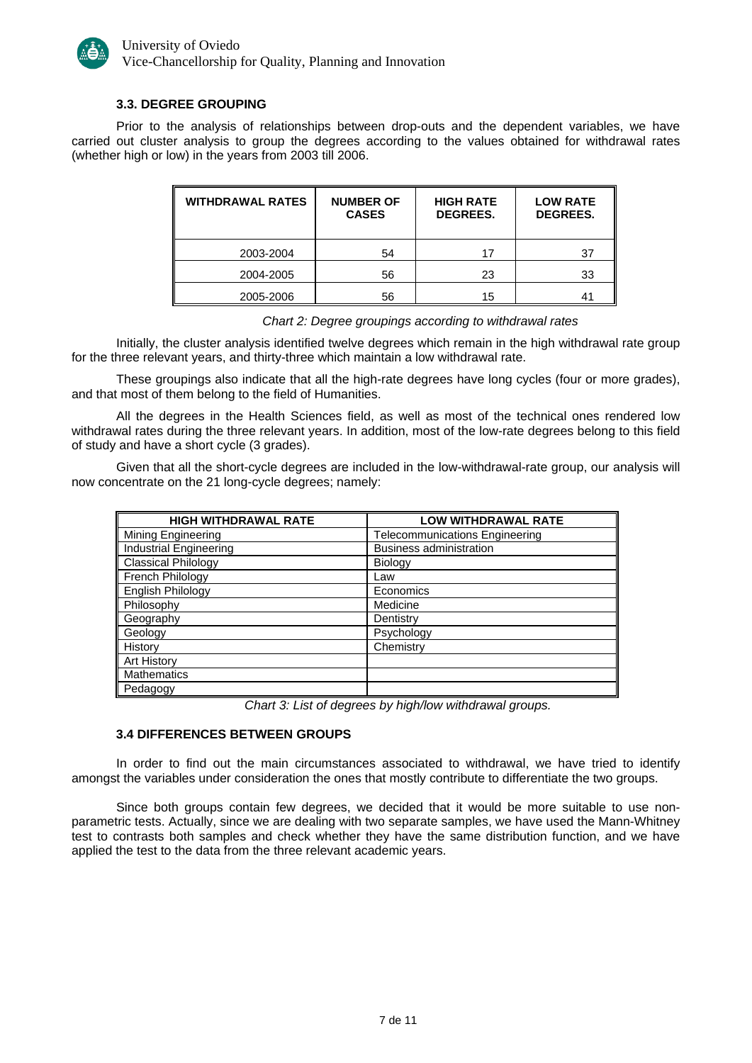### 3.3. DEGREE GROUPING

Prior to the analysis of relationships between drop-outs and the dependent variables, we have carried out cluster analysis to group the degrees according to the values obtained for withdrawal rates (whether high or low) in the years from 2003 till 2006.

| WITHDRAWAL RATES | NUMBER OF CASES | HIGH RATE DEGREES. | LOW RATE DEGREES. |
|---|---|---|---|
| 2003-2004 | 54 | 17 | 37 |
| 2004-2005 | 56 | 23 | 33 |
| 2005-2006 | 56 | 15 | 41 |

*Chart 2: Degree groupings according to withdrawal rates*

Initially, the cluster analysis identified twelve degrees which remain in the high withdrawal rate group for the three relevant years, and thirty-three which maintain a low withdrawal rate.

These groupings also indicate that all the high-rate degrees have long cycles (four or more grades), and that most of them belong to the field of Humanities.

All the degrees in the Health Sciences field, as well as most of the technical ones rendered low withdrawal rates during the three relevant years. In addition, most of the low-rate degrees belong to this field of study and have a short cycle (3 grades).

Given that all the short-cycle degrees are included in the low-withdrawal-rate group, our analysis will now concentrate on the 21 long-cycle degrees; namely:

| HIGH WITHDRAWAL RATE | LOW WITHDRAWAL RATE |
|---|---|
| Mining Engineering | Telecommunications Engineering |
| Industrial Engineering | Business administration |
| Classical Philology | Biology |
| French Philology | Law |
| English Philology | Economics |
| Philosophy | Medicine |
| Geography | Dentistry |
| Geology | Psychology |
| History | Chemistry |
| Art History | |
| Mathematics | |
| Pedagogy | |

*Chart 3: List of degrees by high/low withdrawal groups.*

### 3.4 DIFFERENCES BETWEEN GROUPS

In order to find out the main circumstances associated to withdrawal, we have tried to identify amongst the variables under consideration the ones that mostly contribute to differentiate the two groups.

Since both groups contain few degrees, we decided that it would be more suitable to use non-parametric tests. Actually, since we are dealing with two separate samples, we have used the Mann-Whitney test to contrasts both samples and check whether they have the same distribution function, and we have applied the test to the data from the three relevant academic years.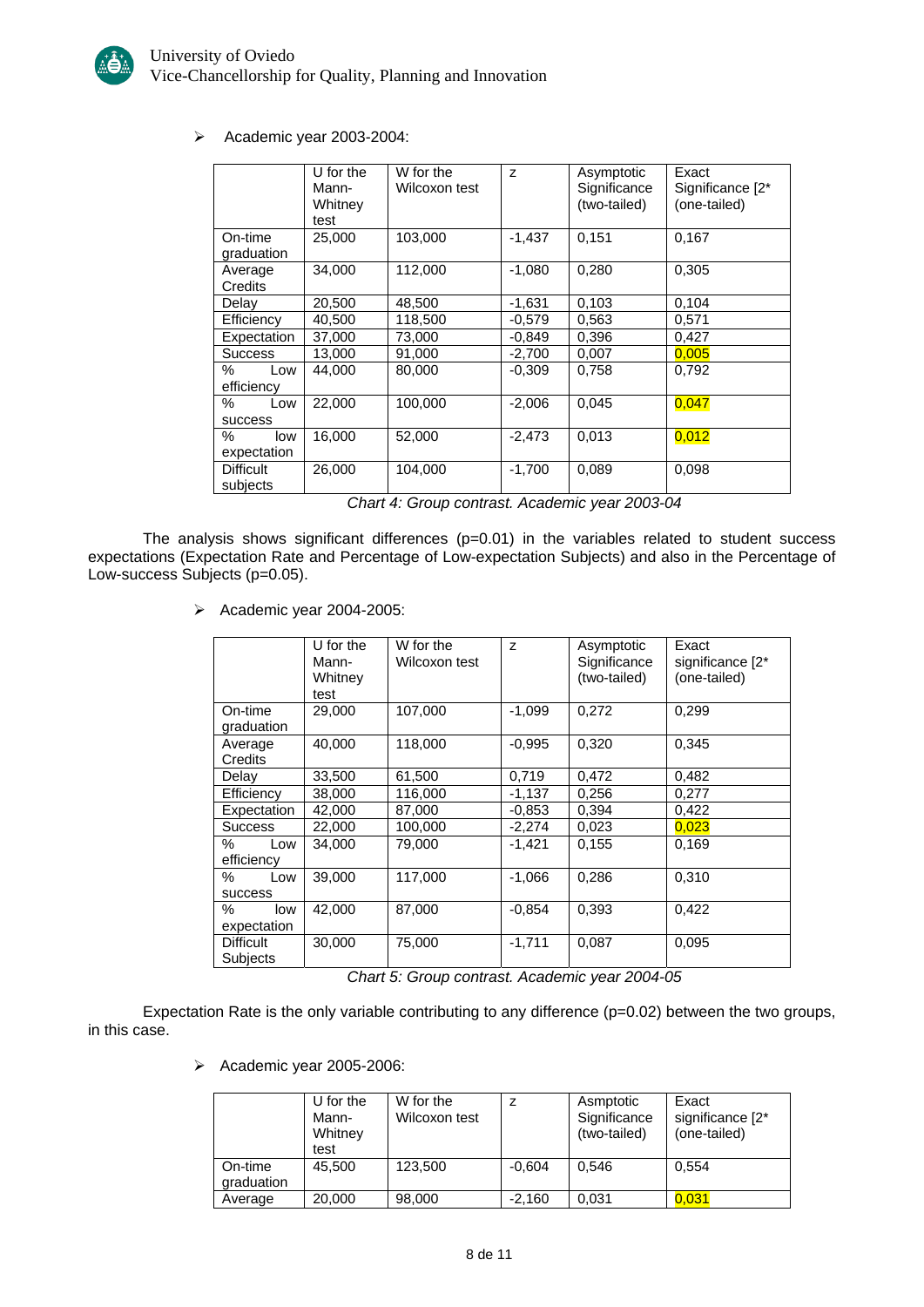- Academic year 2003-2004:

| | U for the Mann-Whitney test | W for the Wilcoxon test | z | Asymptotic Significance (two-tailed) | Exact Significance [2* (one-tailed) |
|---|---|---|---|---|---|
| On-time graduation | 25,000 | 103,000 | -1,437 | 0,151 | 0,167 |
| Average Credits | 34,000 | 112,000 | -1,080 | 0,280 | 0,305 |
| Delay | 20,500 | 48,500 | -1,631 | 0,103 | 0,104 |
| Efficiency | 40,500 | 118,500 | -0,579 | 0,563 | 0,571 |
| Expectation | 37,000 | 73,000 | -0,849 | 0,396 | 0,427 |
| Success | 13,000 | 91,000 | -2,700 | 0,007 | 0,005 |
| % Low efficiency | 44,000 | 80,000 | -0,309 | 0,758 | 0,792 |
| % Low success | 22,000 | 100,000 | -2,006 | 0,045 | 0,047 |
| % low expectation | 16,000 | 52,000 | -2,473 | 0,013 | 0,012 |
| Difficult subjects | 26,000 | 104,000 | -1,700 | 0,089 | 0,098 |

*Chart 4: Group contrast. Academic year 2003-04*

The analysis shows significant differences (p=0.01) in the variables related to student success expectations (Expectation Rate and Percentage of Low-expectation Subjects) and also in the Percentage of Low-success Subjects (p=0.05).

- Academic year 2004-2005:

| | U for the Mann-Whitney test | W for the Wilcoxon test | z | Asymptotic Significance (two-tailed) | Exact significance [2* (one-tailed) |
|---|---|---|---|---|---|
| On-time graduation | 29,000 | 107,000 | -1,099 | 0,272 | 0,299 |
| Average Credits | 40,000 | 118,000 | -0,995 | 0,320 | 0,345 |
| Delay | 33,500 | 61,500 | 0,719 | 0,472 | 0,482 |
| Efficiency | 38,000 | 116,000 | -1,137 | 0,256 | 0,277 |
| Expectation | 42,000 | 87,000 | -0,853 | 0,394 | 0,422 |
| Success | 22,000 | 100,000 | -2,274 | 0,023 | 0,023 |
| % Low efficiency | 34,000 | 79,000 | -1,421 | 0,155 | 0,169 |
| % Low success | 39,000 | 117,000 | -1,066 | 0,286 | 0,310 |
| % low expectation | 42,000 | 87,000 | -0,854 | 0,393 | 0,422 |
| Difficult Subjects | 30,000 | 75,000 | -1,711 | 0,087 | 0,095 |

*Chart 5: Group contrast. Academic year 2004-05*

Expectation Rate is the only variable contributing to any difference (p=0.02) between the two groups, in this case.

- Academic year 2005-2006:

| | U for the Mann-Whitney test | W for the Wilcoxon test | z | Asmptotic Significance (two-tailed) | Exact significance [2* (one-tailed) |
|---|---|---|---|---|---|
| On-time graduation | 45,500 | 123,500 | -0,604 | 0,546 | 0,554 |
| Average | 20,000 | 98,000 | -2,160 | 0,031 | 0,031 |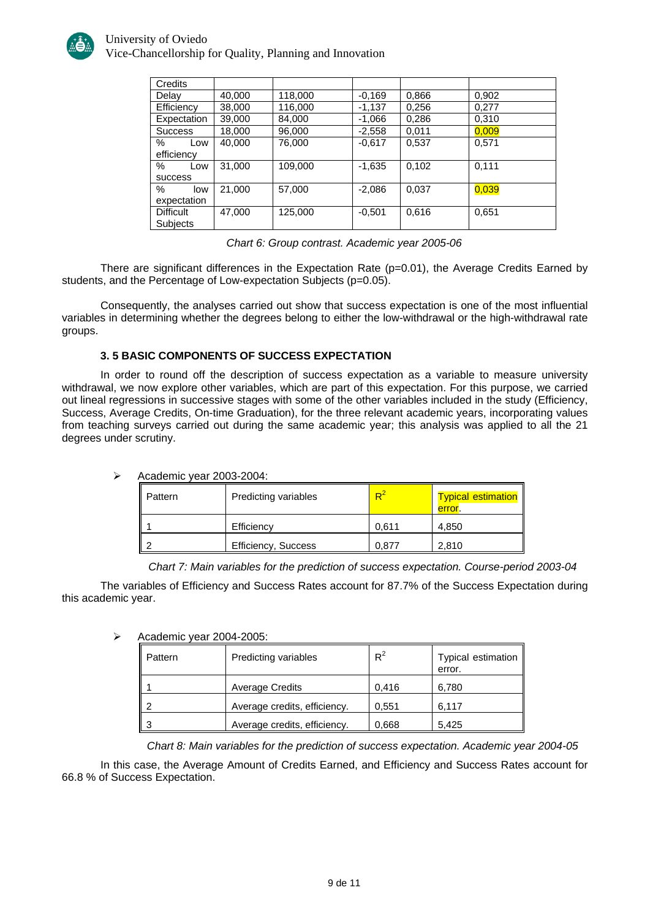| Credits | | | | | |
|---|---|---|---|---|---|
| Delay | 40,000 | 118,000 | -0,169 | 0,866 | 0,902 |
| Efficiency | 38,000 | 116,000 | -1,137 | 0,256 | 0,277 |
| Expectation | 39,000 | 84,000 | -1,066 | 0,286 | 0,310 |
| Success | 18,000 | 96,000 | -2,558 | 0,011 | 0,009 |
| % Low efficiency | 40,000 | 76,000 | -0,617 | 0,537 | 0,571 |
| % Low success | 31,000 | 109,000 | -1,635 | 0,102 | 0,111 |
| % low expectation | 21,000 | 57,000 | -2,086 | 0,037 | 0,039 |
| Difficult Subjects | 47,000 | 125,000 | -0,501 | 0,616 | 0,651 |

*Chart 6: Group contrast. Academic year 2005-06*

There are significant differences in the Expectation Rate (p=0.01), the Average Credits Earned by students, and the Percentage of Low-expectation Subjects (p=0.05).

Consequently, the analyses carried out show that success expectation is one of the most influential variables in determining whether the degrees belong to either the low-withdrawal or the high-withdrawal rate groups.

### 3. 5 BASIC COMPONENTS OF SUCCESS EXPECTATION

In order to round off the description of success expectation as a variable to measure university withdrawal, we now explore other variables, which are part of this expectation. For this purpose, we carried out lineal regressions in successive stages with some of the other variables included in the study (Efficiency, Success, Average Credits, On-time Graduation), for the three relevant academic years, incorporating values from teaching surveys carried out during the same academic year; this analysis was applied to all the 21 degrees under scrutiny.

- Academic year 2003-2004:

| Pattern | Predicting variables | $R^2$ | Typical estimation error. |
|---|---|---|---|
| 1 | Efficiency | 0,611 | 4,850 |
| 2 | Efficiency, Success | 0,877 | 2,810 |

*Chart 7: Main variables for the prediction of success expectation. Course-period 2003-04*

The variables of Efficiency and Success Rates account for 87.7% of the Success Expectation during this academic year.

- Academic year 2004-2005:

| Pattern | Predicting variables | $R^2$ | Typical estimation error. |
|---|---|---|---|
| 1 | Average Credits | 0,416 | 6,780 |
| 2 | Average credits, efficiency. | 0,551 | 6,117 |
| 3 | Average credits, efficiency. | 0,668 | 5,425 |

*Chart 8: Main variables for the prediction of success expectation. Academic year 2004-05*

In this case, the Average Amount of Credits Earned, and Efficiency and Success Rates account for 66.8 % of Success Expectation.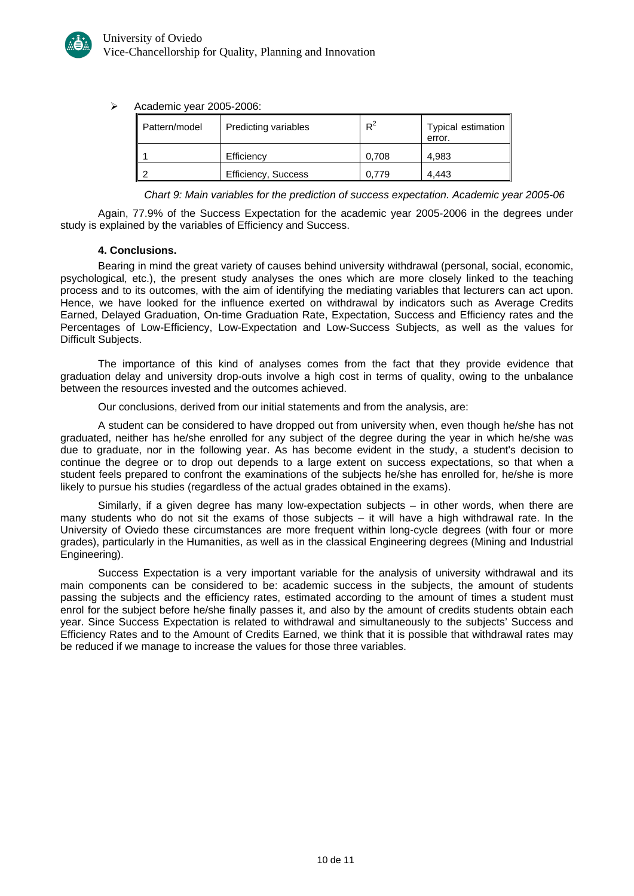- Academic year 2005-2006:

| Pattern/model | Predicting variables | $R^2$ | Typical estimation error. |
|---|---|---|---|
| 1 | Efficiency | 0,708 | 4,983 |
| 2 | Efficiency, Success | 0,779 | 4,443 |

*Chart 9: Main variables for the prediction of success expectation. Academic year 2005-06*

Again, 77.9% of the Success Expectation for the academic year 2005-2006 in the degrees under study is explained by the variables of Efficiency and Success.

**4. Conclusions.**

Bearing in mind the great variety of causes behind university withdrawal (personal, social, economic, psychological, etc.), the present study analyses the ones which are more closely linked to the teaching process and to its outcomes, with the aim of identifying the mediating variables that lecturers can act upon. Hence, we have looked for the influence exerted on withdrawal by indicators such as Average Credits Earned, Delayed Graduation, On-time Graduation Rate, Expectation, Success and Efficiency rates and the Percentages of Low-Efficiency, Low-Expectation and Low-Success Subjects, as well as the values for Difficult Subjects.

The importance of this kind of analyses comes from the fact that they provide evidence that graduation delay and university drop-outs involve a high cost in terms of quality, owing to the unbalance between the resources invested and the outcomes achieved.

Our conclusions, derived from our initial statements and from the analysis, are:

A student can be considered to have dropped out from university when, even though he/she has not graduated, neither has he/she enrolled for any subject of the degree during the year in which he/she was due to graduate, nor in the following year. As has become evident in the study, a student's decision to continue the degree or to drop out depends to a large extent on success expectations, so that when a student feels prepared to confront the examinations of the subjects he/she has enrolled for, he/she is more likely to pursue his studies (regardless of the actual grades obtained in the exams).

Similarly, if a given degree has many low-expectation subjects – in other words, when there are many students who do not sit the exams of those subjects – it will have a high withdrawal rate. In the University of Oviedo these circumstances are more frequent within long-cycle degrees (with four or more grades), particularly in the Humanities, as well as in the classical Engineering degrees (Mining and Industrial Engineering).

Success Expectation is a very important variable for the analysis of university withdrawal and its main components can be considered to be: academic success in the subjects, the amount of students passing the subjects and the efficiency rates, estimated according to the amount of times a student must enrol for the subject before he/she finally passes it, and also by the amount of credits students obtain each year. Since Success Expectation is related to withdrawal and simultaneously to the subjects' Success and Efficiency Rates and to the Amount of Credits Earned, we think that it is possible that withdrawal rates may be reduced if we manage to increase the values for those three variables.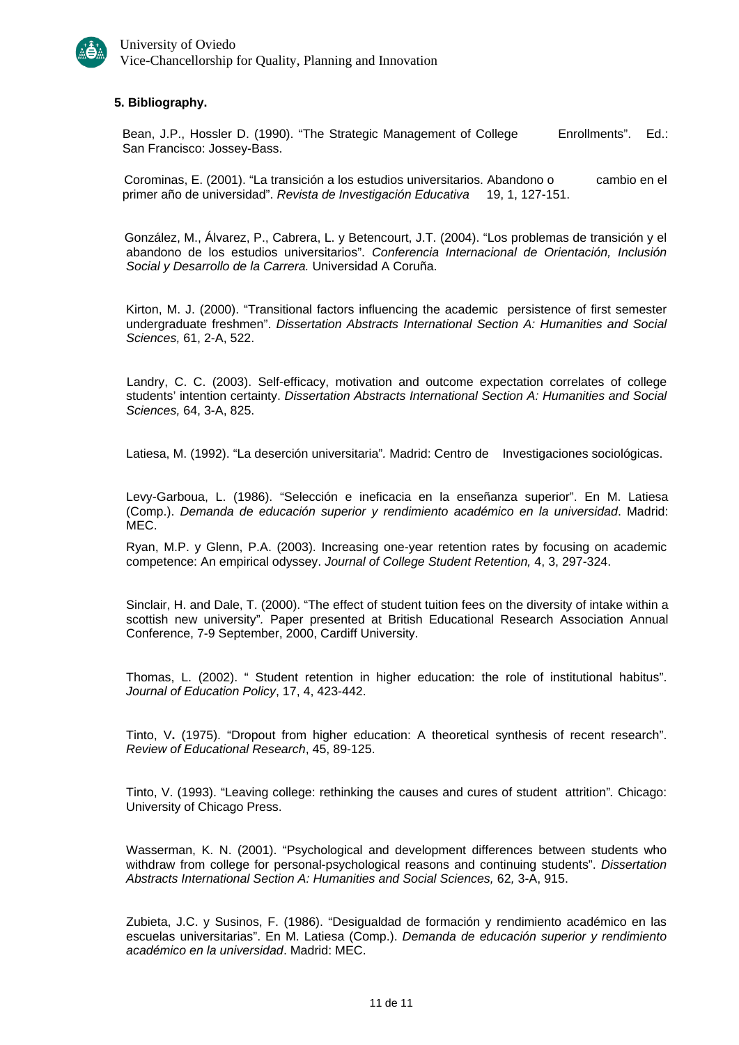### 5. Bibliography.

Bean, J.P., Hossler D. (1990). "The Strategic Management of College Enrollments". Ed.: San Francisco: Jossey-Bass.

Corominas, E. (2001). "La transición a los estudios universitarios. Abandono o cambio en el primer año de universidad". *Revista de Investigación Educativa* 19, 1, 127-151.

González, M., Álvarez, P., Cabrera, L. y Betencourt, J.T. (2004). "Los problemas de transición y el abandono de los estudios universitarios". *Conferencia Internacional de Orientación, Inclusión Social y Desarrollo de la Carrera.* Universidad A Coruña.

Kirton, M. J. (2000). "Transitional factors influencing the academic persistence of first semester undergraduate freshmen". *Dissertation Abstracts International Section A: Humanities and Social Sciences,* 61, 2-A, 522.

Landry, C. C. (2003). Self-efficacy, motivation and outcome expectation correlates of college students' intention certainty. *Dissertation Abstracts International Section A: Humanities and Social Sciences,* 64, 3-A, 825.

Latiesa, M. (1992). "La deserción universitaria". Madrid: Centro de Investigaciones sociológicas.

Levy-Garboua, L. (1986). "Selección e ineficacia en la enseñanza superior". En M. Latiesa (Comp.). *Demanda de educación superior y rendimiento académico en la universidad*. Madrid: MEC.

Ryan, M.P. y Glenn, P.A. (2003). Increasing one-year retention rates by focusing on academic competence: An empirical odyssey. *Journal of College Student Retention,* 4, 3, 297-324.

Sinclair, H. and Dale, T. (2000). "The effect of student tuition fees on the diversity of intake within a scottish new university". Paper presented at British Educational Research Association Annual Conference, 7-9 September, 2000, Cardiff University.

Thomas, L. (2002). " Student retention in higher education: the role of institutional habitus". *Journal of Education Policy*, 17, 4, 423-442.

Tinto, V**.** (1975). "Dropout from higher education: A theoretical synthesis of recent research". *Review of Educational Research*, 45, 89-125.

Tinto, V. (1993). "Leaving college: rethinking the causes and cures of student attrition". Chicago: University of Chicago Press.

Wasserman, K. N. (2001). "Psychological and development differences between students who withdraw from college for personal-psychological reasons and continuing students". *Dissertation Abstracts International Section A: Humanities and Social Sciences,* 62, 3-A, 915.

Zubieta, J.C. y Susinos, F. (1986). "Desigualdad de formación y rendimiento académico en las escuelas universitarias". En M. Latiesa (Comp.). *Demanda de educación superior y rendimiento académico en la universidad*. Madrid: MEC.